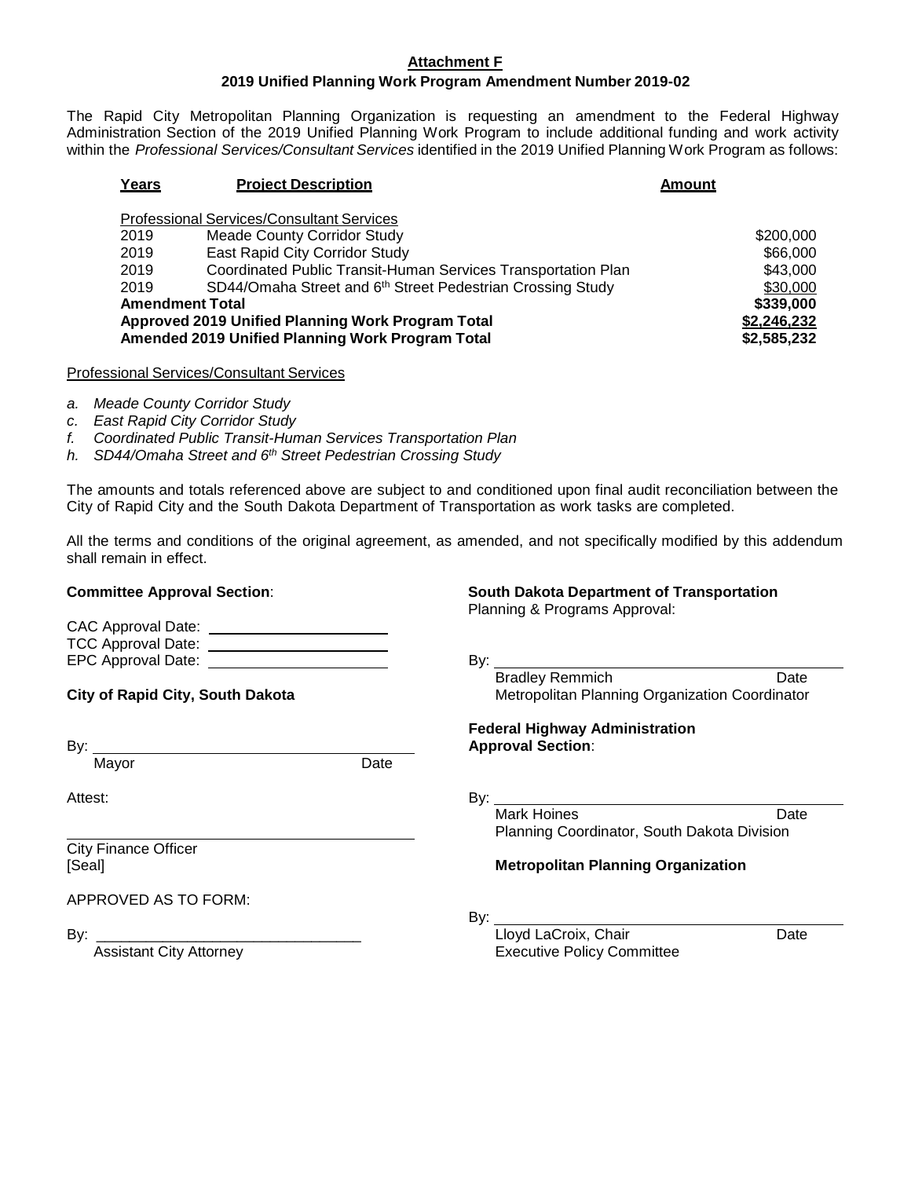**Attachment F**

**2019 Unified Planning Work Program Amendment Number 2019-02**

The Rapid City Metropolitan Planning Organization is requesting an amendment to the Federal Highway Administration Section of the 2019 Unified Planning Work Program to include additional funding and work activity within the *Professional Services/Consultant Services* identified in the 2019 Unified Planning Work Program as follows:

| **Years** | **Project Description** | **Amount** |
|---|---|---|
| | Professional Services/Consultant Services | |
| 2019 | Meade County Corridor Study | $200,000 |
| 2019 | East Rapid City Corridor Study | $66,000 |
| 2019 | Coordinated Public Transit-Human Services Transportation Plan | $43,000 |
| 2019 | SD44/Omaha Street and 6th Street Pedestrian Crossing Study | $30,000 |
| **Amendment Total** | | **$339,000** |
| **Approved 2019 Unified Planning Work Program Total** | | **$2,246,232** |
| **Amended 2019 Unified Planning Work Program Total** | | **$2,585,232** |

Professional Services/Consultant Services

*a. Meade County Corridor Study*
*c. East Rapid City Corridor Study*
*f. Coordinated Public Transit-Human Services Transportation Plan*
*h. SD44/Omaha Street and 6th Street Pedestrian Crossing Study*

The amounts and totals referenced above are subject to and conditioned upon final audit reconciliation between the City of Rapid City and the South Dakota Department of Transportation as work tasks are completed.

All the terms and conditions of the original agreement, as amended, and not specifically modified by this addendum shall remain in effect.

**Committee Approval Section**:

CAC Approval Date: ____________________
TCC Approval Date: ____________________
EPC Approval Date: ____________________

**City of Rapid City, South Dakota**

By: ______________________________________
Mayor Date

Attest:

______________________________________
City Finance Officer
[Seal]

APPROVED AS TO FORM:

By: ______________________________
Assistant City Attorney

**South Dakota Department of Transportation**
Planning & Programs Approval:

By: ______________________________________
Bradley Remmich Date
Metropolitan Planning Organization Coordinator

**Federal Highway Administration**
**Approval Section**:

By: ______________________________________
Mark Hoines Date
Planning Coordinator, South Dakota Division

**Metropolitan Planning Organization**

By: ______________________________________
Lloyd LaCroix, Chair Date
Executive Policy Committee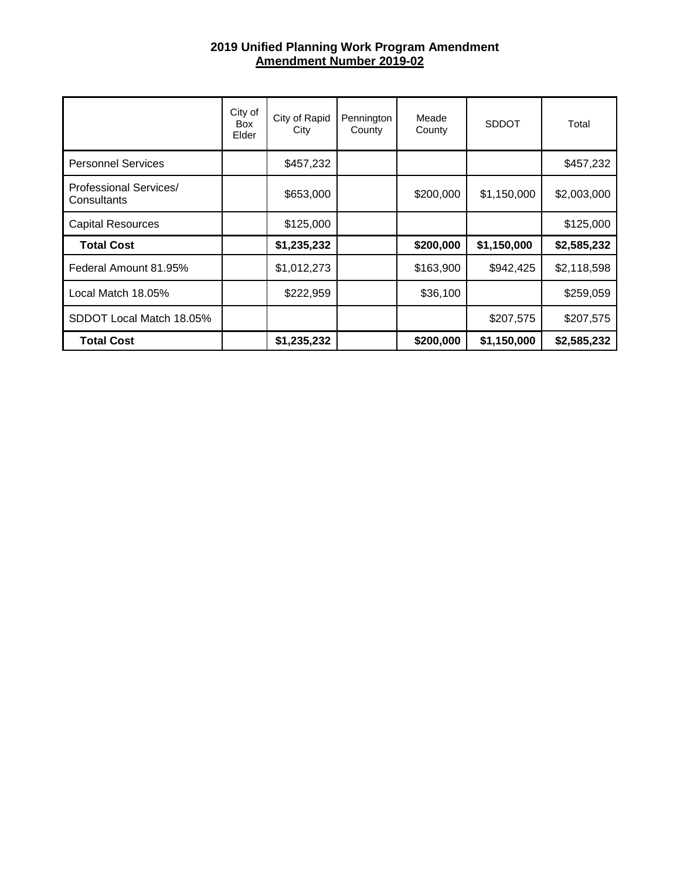**2019 Unified Planning Work Program Amendment**
**Amendment Number 2019-02**

| | City of Box Elder | City of Rapid City | Pennington County | Meade County | SDDOT | Total |
|---|---|---|---|---|---|---|
| Personnel Services | | $457,232 | | | | $457,232 |
| Professional Services/ Consultants | | $653,000 | | $200,000 | $1,150,000 | $2,003,000 |
| Capital Resources | | $125,000 | | | | $125,000 |
| **Total Cost** | | **$1,235,232** | | **$200,000** | **$1,150,000** | **$2,585,232** |
| Federal Amount 81.95% | | $1,012,273 | | $163,900 | $942,425 | $2,118,598 |
| Local Match 18.05% | | $222,959 | | $36,100 | | $259,059 |
| SDDOT Local Match 18.05% | | | | | $207,575 | $207,575 |
| **Total Cost** | | **$1,235,232** | | **$200,000** | **$1,150,000** | **$2,585,232** |